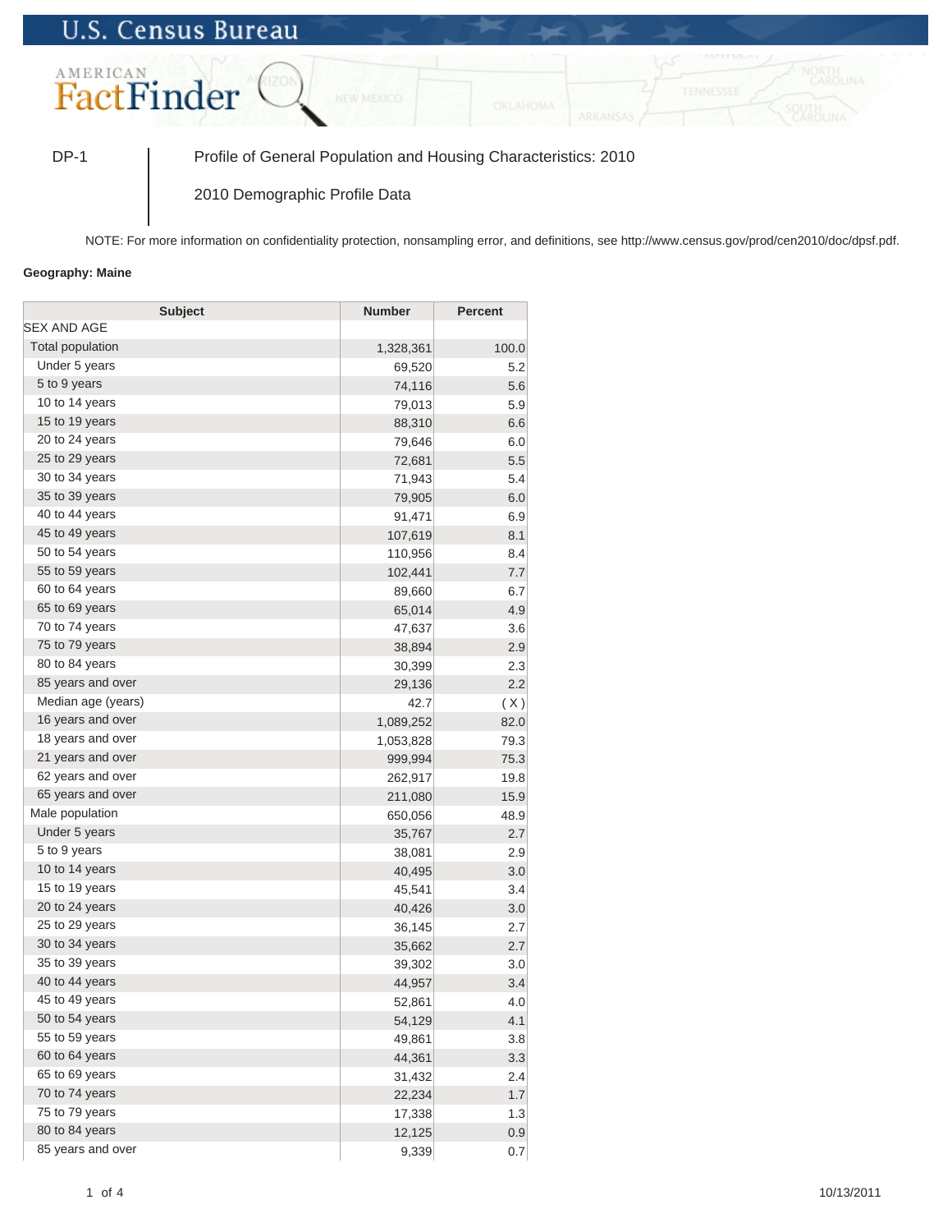U.S. Census Bureau

AMERICAN FactFinder

| DP-1 | Profile of General Population and Housing Characteristics: 2010 |
|---|---|
| | 2010 Demographic Profile Data |

NOTE: For more information on confidentiality protection, nonsampling error, and definitions, see http://www.census.gov/prod/cen2010/doc/dpsf.pdf.

**Geography: Maine**

| Subject | Number | Percent |
|---|---|---|
| SEX AND AGE | | |
| Total population | 1,328,361 | 100.0 |
| Under 5 years | 69,520 | 5.2 |
| 5 to 9 years | 74,116 | 5.6 |
| 10 to 14 years | 79,013 | 5.9 |
| 15 to 19 years | 88,310 | 6.6 |
| 20 to 24 years | 79,646 | 6.0 |
| 25 to 29 years | 72,681 | 5.5 |
| 30 to 34 years | 71,943 | 5.4 |
| 35 to 39 years | 79,905 | 6.0 |
| 40 to 44 years | 91,471 | 6.9 |
| 45 to 49 years | 107,619 | 8.1 |
| 50 to 54 years | 110,956 | 8.4 |
| 55 to 59 years | 102,441 | 7.7 |
| 60 to 64 years | 89,660 | 6.7 |
| 65 to 69 years | 65,014 | 4.9 |
| 70 to 74 years | 47,637 | 3.6 |
| 75 to 79 years | 38,894 | 2.9 |
| 80 to 84 years | 30,399 | 2.3 |
| 85 years and over | 29,136 | 2.2 |
| Median age (years) | 42.7 | ( X ) |
| 16 years and over | 1,089,252 | 82.0 |
| 18 years and over | 1,053,828 | 79.3 |
| 21 years and over | 999,994 | 75.3 |
| 62 years and over | 262,917 | 19.8 |
| 65 years and over | 211,080 | 15.9 |
| Male population | 650,056 | 48.9 |
| Under 5 years | 35,767 | 2.7 |
| 5 to 9 years | 38,081 | 2.9 |
| 10 to 14 years | 40,495 | 3.0 |
| 15 to 19 years | 45,541 | 3.4 |
| 20 to 24 years | 40,426 | 3.0 |
| 25 to 29 years | 36,145 | 2.7 |
| 30 to 34 years | 35,662 | 2.7 |
| 35 to 39 years | 39,302 | 3.0 |
| 40 to 44 years | 44,957 | 3.4 |
| 45 to 49 years | 52,861 | 4.0 |
| 50 to 54 years | 54,129 | 4.1 |
| 55 to 59 years | 49,861 | 3.8 |
| 60 to 64 years | 44,361 | 3.3 |
| 65 to 69 years | 31,432 | 2.4 |
| 70 to 74 years | 22,234 | 1.7 |
| 75 to 79 years | 17,338 | 1.3 |
| 80 to 84 years | 12,125 | 0.9 |
| 85 years and over | 9,339 | 0.7 |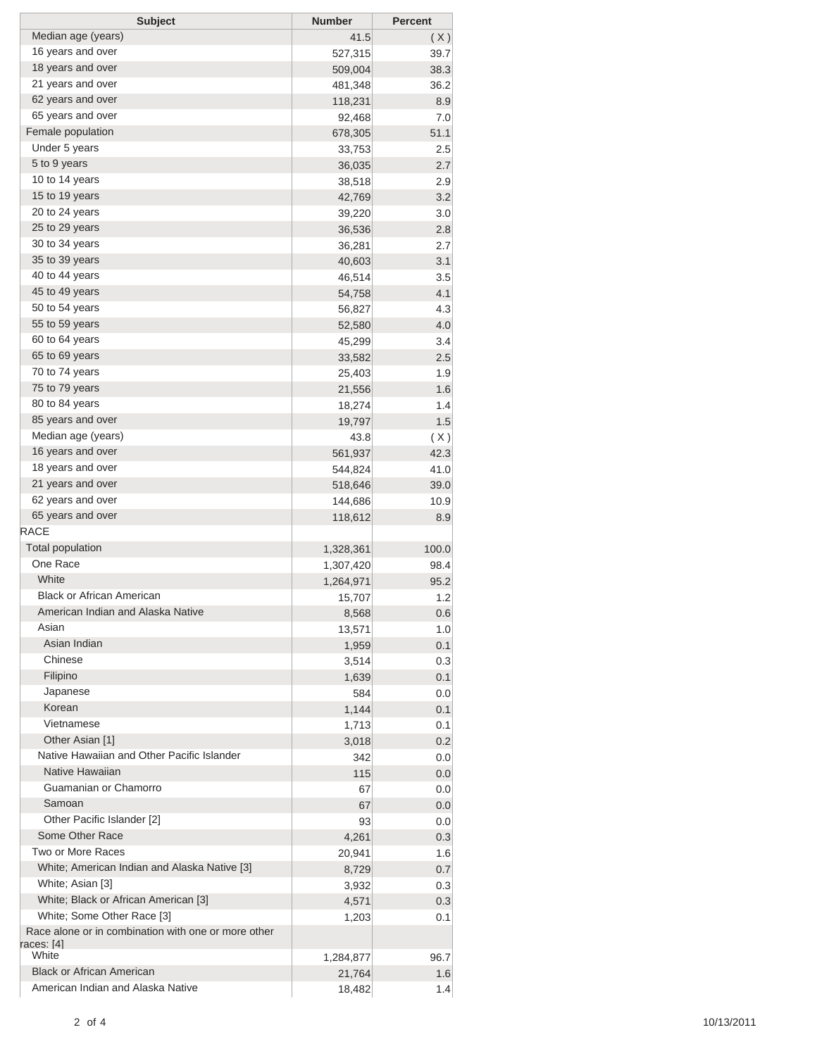| Subject | Number | Percent |
|---|---|---|
| Median age (years) | 41.5 | ( X ) |
| 16 years and over | 527,315 | 39.7 |
| 18 years and over | 509,004 | 38.3 |
| 21 years and over | 481,348 | 36.2 |
| 62 years and over | 118,231 | 8.9 |
| 65 years and over | 92,468 | 7.0 |
| Female population | 678,305 | 51.1 |
| Under 5 years | 33,753 | 2.5 |
| 5 to 9 years | 36,035 | 2.7 |
| 10 to 14 years | 38,518 | 2.9 |
| 15 to 19 years | 42,769 | 3.2 |
| 20 to 24 years | 39,220 | 3.0 |
| 25 to 29 years | 36,536 | 2.8 |
| 30 to 34 years | 36,281 | 2.7 |
| 35 to 39 years | 40,603 | 3.1 |
| 40 to 44 years | 46,514 | 3.5 |
| 45 to 49 years | 54,758 | 4.1 |
| 50 to 54 years | 56,827 | 4.3 |
| 55 to 59 years | 52,580 | 4.0 |
| 60 to 64 years | 45,299 | 3.4 |
| 65 to 69 years | 33,582 | 2.5 |
| 70 to 74 years | 25,403 | 1.9 |
| 75 to 79 years | 21,556 | 1.6 |
| 80 to 84 years | 18,274 | 1.4 |
| 85 years and over | 19,797 | 1.5 |
| Median age (years) | 43.8 | ( X ) |
| 16 years and over | 561,937 | 42.3 |
| 18 years and over | 544,824 | 41.0 |
| 21 years and over | 518,646 | 39.0 |
| 62 years and over | 144,686 | 10.9 |
| 65 years and over | 118,612 | 8.9 |
| RACE | | |
| Total population | 1,328,361 | 100.0 |
| One Race | 1,307,420 | 98.4 |
| White | 1,264,971 | 95.2 |
| Black or African American | 15,707 | 1.2 |
| American Indian and Alaska Native | 8,568 | 0.6 |
| Asian | 13,571 | 1.0 |
| Asian Indian | 1,959 | 0.1 |
| Chinese | 3,514 | 0.3 |
| Filipino | 1,639 | 0.1 |
| Japanese | 584 | 0.0 |
| Korean | 1,144 | 0.1 |
| Vietnamese | 1,713 | 0.1 |
| Other Asian [1] | 3,018 | 0.2 |
| Native Hawaiian and Other Pacific Islander | 342 | 0.0 |
| Native Hawaiian | 115 | 0.0 |
| Guamanian or Chamorro | 67 | 0.0 |
| Samoan | 67 | 0.0 |
| Other Pacific Islander [2] | 93 | 0.0 |
| Some Other Race | 4,261 | 0.3 |
| Two or More Races | 20,941 | 1.6 |
| White; American Indian and Alaska Native [3] | 8,729 | 0.7 |
| White; Asian [3] | 3,932 | 0.3 |
| White; Black or African American [3] | 4,571 | 0.3 |
| White; Some Other Race [3] | 1,203 | 0.1 |
| Race alone or in combination with one or more other races: [4] | | |
| White | 1,284,877 | 96.7 |
| Black or African American | 21,764 | 1.6 |
| American Indian and Alaska Native | 18,482 | 1.4 |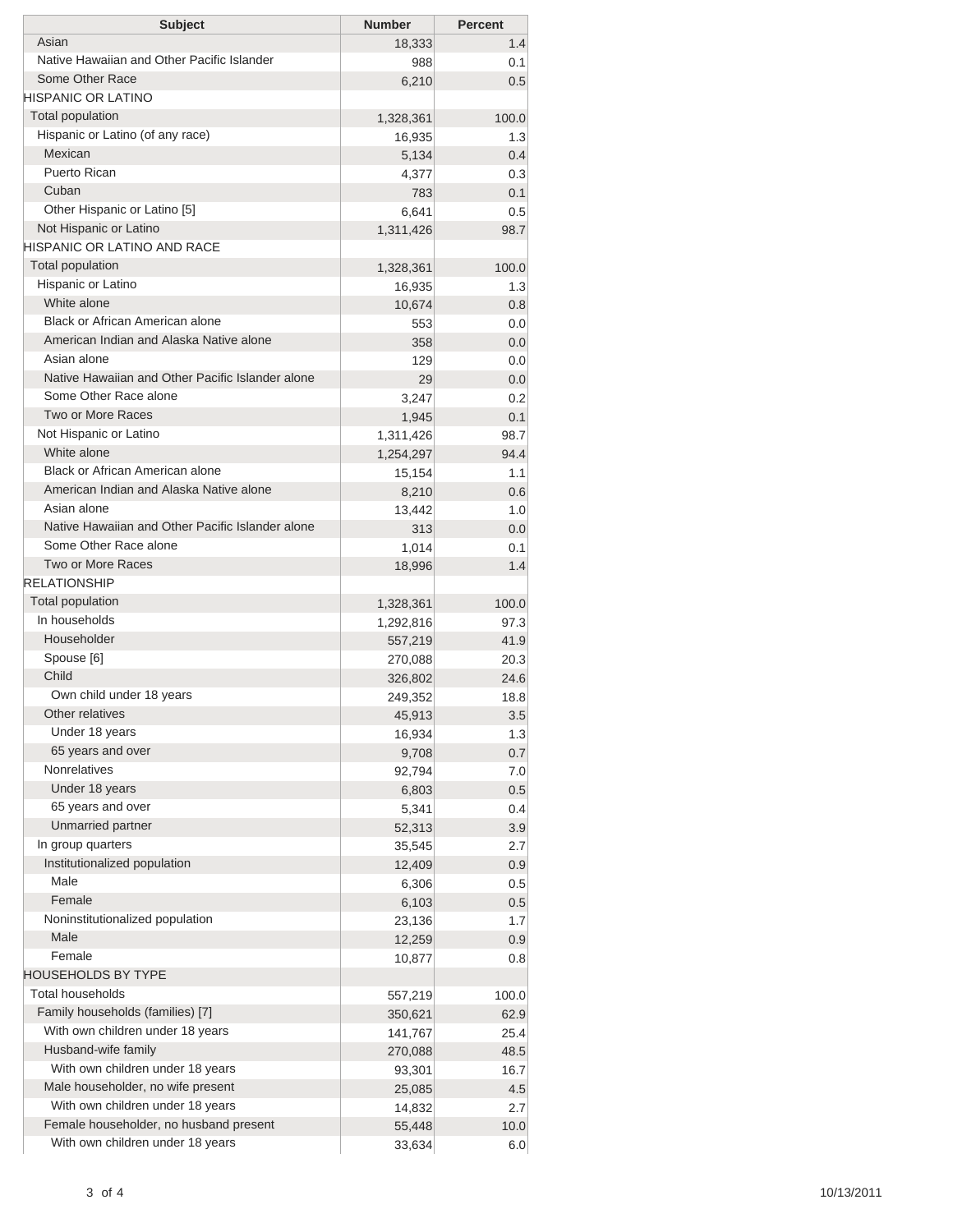| Subject | Number | Percent |
|---|---|---|
| Asian | 18,333 | 1.4 |
| Native Hawaiian and Other Pacific Islander | 988 | 0.1 |
| Some Other Race | 6,210 | 0.5 |
| HISPANIC OR LATINO | | |
| Total population | 1,328,361 | 100.0 |
| Hispanic or Latino (of any race) | 16,935 | 1.3 |
| Mexican | 5,134 | 0.4 |
| Puerto Rican | 4,377 | 0.3 |
| Cuban | 783 | 0.1 |
| Other Hispanic or Latino [5] | 6,641 | 0.5 |
| Not Hispanic or Latino | 1,311,426 | 98.7 |
| HISPANIC OR LATINO AND RACE | | |
| Total population | 1,328,361 | 100.0 |
| Hispanic or Latino | 16,935 | 1.3 |
| White alone | 10,674 | 0.8 |
| Black or African American alone | 553 | 0.0 |
| American Indian and Alaska Native alone | 358 | 0.0 |
| Asian alone | 129 | 0.0 |
| Native Hawaiian and Other Pacific Islander alone | 29 | 0.0 |
| Some Other Race alone | 3,247 | 0.2 |
| Two or More Races | 1,945 | 0.1 |
| Not Hispanic or Latino | 1,311,426 | 98.7 |
| White alone | 1,254,297 | 94.4 |
| Black or African American alone | 15,154 | 1.1 |
| American Indian and Alaska Native alone | 8,210 | 0.6 |
| Asian alone | 13,442 | 1.0 |
| Native Hawaiian and Other Pacific Islander alone | 313 | 0.0 |
| Some Other Race alone | 1,014 | 0.1 |
| Two or More Races | 18,996 | 1.4 |
| RELATIONSHIP | | |
| Total population | 1,328,361 | 100.0 |
| In households | 1,292,816 | 97.3 |
| Householder | 557,219 | 41.9 |
| Spouse [6] | 270,088 | 20.3 |
| Child | 326,802 | 24.6 |
| Own child under 18 years | 249,352 | 18.8 |
| Other relatives | 45,913 | 3.5 |
| Under 18 years | 16,934 | 1.3 |
| 65 years and over | 9,708 | 0.7 |
| Nonrelatives | 92,794 | 7.0 |
| Under 18 years | 6,803 | 0.5 |
| 65 years and over | 5,341 | 0.4 |
| Unmarried partner | 52,313 | 3.9 |
| In group quarters | 35,545 | 2.7 |
| Institutionalized population | 12,409 | 0.9 |
| Male | 6,306 | 0.5 |
| Female | 6,103 | 0.5 |
| Noninstitutionalized population | 23,136 | 1.7 |
| Male | 12,259 | 0.9 |
| Female | 10,877 | 0.8 |
| HOUSEHOLDS BY TYPE | | |
| Total households | 557,219 | 100.0 |
| Family households (families) [7] | 350,621 | 62.9 |
| With own children under 18 years | 141,767 | 25.4 |
| Husband-wife family | 270,088 | 48.5 |
| With own children under 18 years | 93,301 | 16.7 |
| Male householder, no wife present | 25,085 | 4.5 |
| With own children under 18 years | 14,832 | 2.7 |
| Female householder, no husband present | 55,448 | 10.0 |
| With own children under 18 years | 33,634 | 6.0 |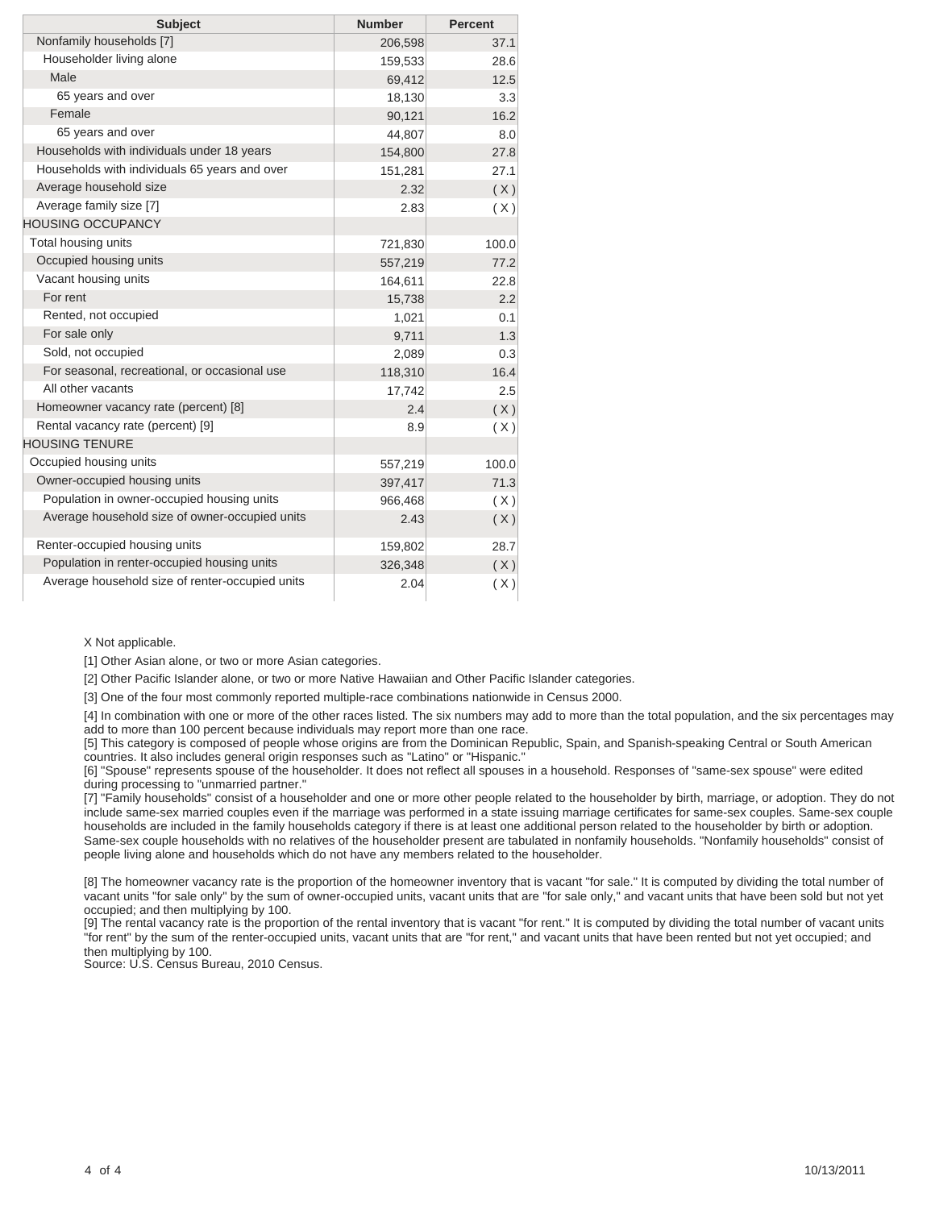| Subject | Number | Percent |
|---|---|---|
| Nonfamily households [7] | 206,598 | 37.1 |
| Householder living alone | 159,533 | 28.6 |
| Male | 69,412 | 12.5 |
| 65 years and over | 18,130 | 3.3 |
| Female | 90,121 | 16.2 |
| 65 years and over | 44,807 | 8.0 |
| Households with individuals under 18 years | 154,800 | 27.8 |
| Households with individuals 65 years and over | 151,281 | 27.1 |
| Average household size | 2.32 | ( X ) |
| Average family size [7] | 2.83 | ( X ) |
| HOUSING OCCUPANCY | | |
| Total housing units | 721,830 | 100.0 |
| Occupied housing units | 557,219 | 77.2 |
| Vacant housing units | 164,611 | 22.8 |
| For rent | 15,738 | 2.2 |
| Rented, not occupied | 1,021 | 0.1 |
| For sale only | 9,711 | 1.3 |
| Sold, not occupied | 2,089 | 0.3 |
| For seasonal, recreational, or occasional use | 118,310 | 16.4 |
| All other vacants | 17,742 | 2.5 |
| Homeowner vacancy rate (percent) [8] | 2.4 | ( X ) |
| Rental vacancy rate (percent) [9] | 8.9 | ( X ) |
| HOUSING TENURE | | |
| Occupied housing units | 557,219 | 100.0 |
| Owner-occupied housing units | 397,417 | 71.3 |
| Population in owner-occupied housing units | 966,468 | ( X ) |
| Average household size of owner-occupied units | 2.43 | ( X ) |
| Renter-occupied housing units | 159,802 | 28.7 |
| Population in renter-occupied housing units | 326,348 | ( X ) |
| Average household size of renter-occupied units | 2.04 | ( X ) |

X Not applicable.

[1] Other Asian alone, or two or more Asian categories.

[2] Other Pacific Islander alone, or two or more Native Hawaiian and Other Pacific Islander categories.

[3] One of the four most commonly reported multiple-race combinations nationwide in Census 2000.

[4] In combination with one or more of the other races listed. The six numbers may add to more than the total population, and the six percentages may add to more than 100 percent because individuals may report more than one race.

[5] This category is composed of people whose origins are from the Dominican Republic, Spain, and Spanish-speaking Central or South American countries. It also includes general origin responses such as "Latino" or "Hispanic."

[6] "Spouse" represents spouse of the householder. It does not reflect all spouses in a household. Responses of "same-sex spouse" were edited during processing to "unmarried partner."

[7] "Family households" consist of a householder and one or more other people related to the householder by birth, marriage, or adoption. They do not include same-sex married couples even if the marriage was performed in a state issuing marriage certificates for same-sex couples. Same-sex couple households are included in the family households category if there is at least one additional person related to the householder by birth or adoption. Same-sex couple households with no relatives of the householder present are tabulated in nonfamily households. "Nonfamily households" consist of people living alone and households which do not have any members related to the householder.

[8] The homeowner vacancy rate is the proportion of the homeowner inventory that is vacant "for sale." It is computed by dividing the total number of vacant units "for sale only" by the sum of owner-occupied units, vacant units that are "for sale only," and vacant units that have been sold but not yet occupied; and then multiplying by 100.

[9] The rental vacancy rate is the proportion of the rental inventory that is vacant "for rent." It is computed by dividing the total number of vacant units "for rent" by the sum of the renter-occupied units, vacant units that are "for rent," and vacant units that have been rented but not yet occupied; and then multiplying by 100.

Source: U.S. Census Bureau, 2010 Census.